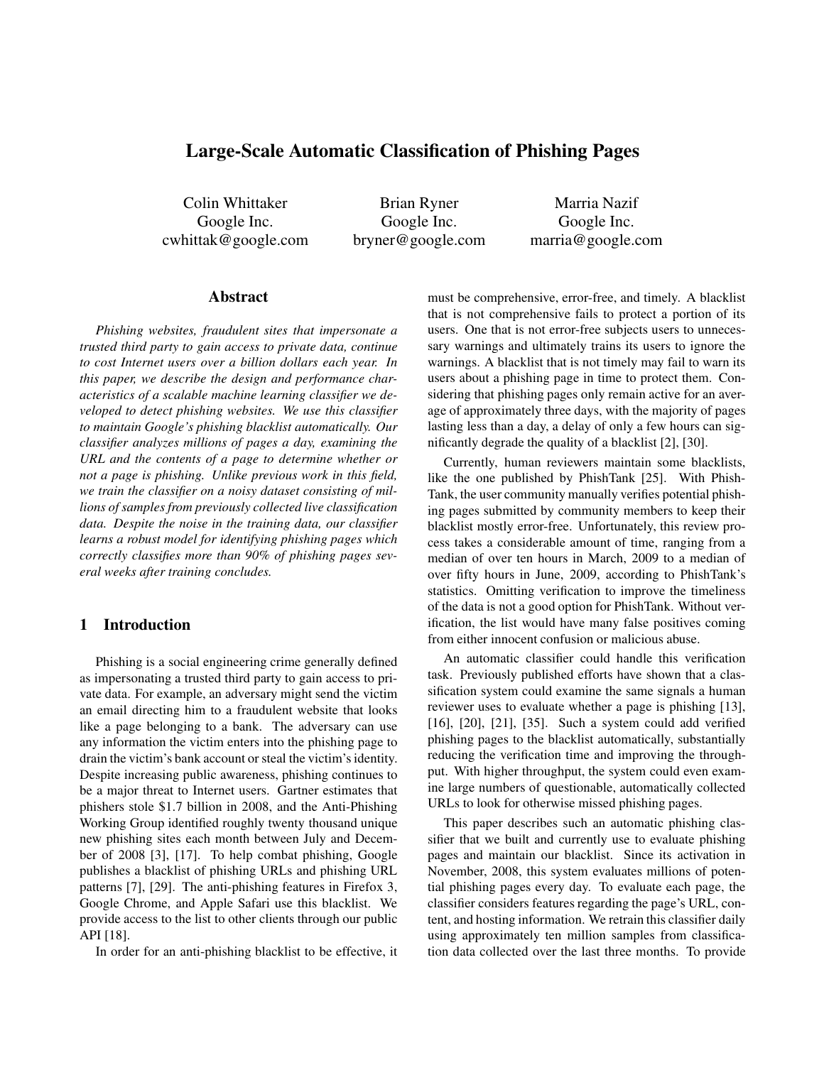# Large-Scale Automatic Classification of Phishing Pages

Colin Whittaker
Google Inc.
cwhittak@google.com

Brian Ryner
Google Inc.
bryner@google.com

Marria Nazif
Google Inc.
marria@google.com

## Abstract

*Phishing websites, fraudulent sites that impersonate a trusted third party to gain access to private data, continue to cost Internet users over a billion dollars each year. In this paper, we describe the design and performance characteristics of a scalable machine learning classifier we developed to detect phishing websites. We use this classifier to maintain Google's phishing blacklist automatically. Our classifier analyzes millions of pages a day, examining the URL and the contents of a page to determine whether or not a page is phishing. Unlike previous work in this field, we train the classifier on a noisy dataset consisting of millions of samples from previously collected live classification data. Despite the noise in the training data, our classifier learns a robust model for identifying phishing pages which correctly classifies more than 90% of phishing pages several weeks after training concludes.*

## 1 Introduction

Phishing is a social engineering crime generally defined as impersonating a trusted third party to gain access to private data. For example, an adversary might send the victim an email directing him to a fraudulent website that looks like a page belonging to a bank. The adversary can use any information the victim enters into the phishing page to drain the victim's bank account or steal the victim's identity. Despite increasing public awareness, phishing continues to be a major threat to Internet users. Gartner estimates that phishers stole $1.7 billion in 2008, and the Anti-Phishing Working Group identified roughly twenty thousand unique new phishing sites each month between July and December of 2008 [3], [17]. To help combat phishing, Google publishes a blacklist of phishing URLs and phishing URL patterns [7], [29]. The anti-phishing features in Firefox 3, Google Chrome, and Apple Safari use this blacklist. We provide access to the list to other clients through our public API [18].

In order for an anti-phishing blacklist to be effective, it must be comprehensive, error-free, and timely. A blacklist that is not comprehensive fails to protect a portion of its users. One that is not error-free subjects users to unnecessary warnings and ultimately trains its users to ignore the warnings. A blacklist that is not timely may fail to warn its users about a phishing page in time to protect them. Considering that phishing pages only remain active for an average of approximately three days, with the majority of pages lasting less than a day, a delay of only a few hours can significantly degrade the quality of a blacklist [2], [30].

Currently, human reviewers maintain some blacklists, like the one published by PhishTank [25]. With PhishTank, the user community manually verifies potential phishing pages submitted by community members to keep their blacklist mostly error-free. Unfortunately, this review process takes a considerable amount of time, ranging from a median of over ten hours in March, 2009 to a median of over fifty hours in June, 2009, according to PhishTank's statistics. Omitting verification to improve the timeliness of the data is not a good option for PhishTank. Without verification, the list would have many false positives coming from either innocent confusion or malicious abuse.

An automatic classifier could handle this verification task. Previously published efforts have shown that a classification system could examine the same signals a human reviewer uses to evaluate whether a page is phishing [13], [16], [20], [21], [35]. Such a system could add verified phishing pages to the blacklist automatically, substantially reducing the verification time and improving the throughput. With higher throughput, the system could even examine large numbers of questionable, automatically collected URLs to look for otherwise missed phishing pages.

This paper describes such an automatic phishing classifier that we built and currently use to evaluate phishing pages and maintain our blacklist. Since its activation in November, 2008, this system evaluates millions of potential phishing pages every day. To evaluate each page, the classifier considers features regarding the page's URL, content, and hosting information. We retrain this classifier daily using approximately ten million samples from classification data collected over the last three months. To provide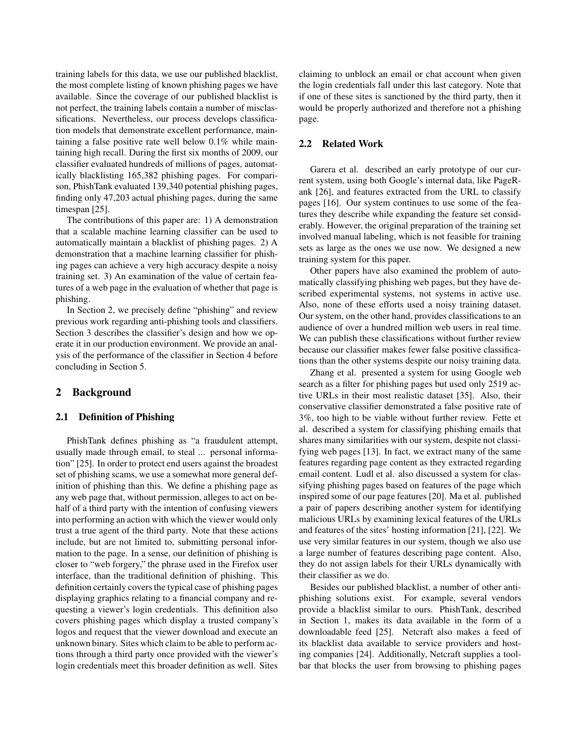training labels for this data, we use our published blacklist, the most complete listing of known phishing pages we have available. Since the coverage of our published blacklist is not perfect, the training labels contain a number of misclassifications. Nevertheless, our process develops classification models that demonstrate excellent performance, maintaining a false positive rate well below 0.1% while maintaining high recall. During the first six months of 2009, our classifier evaluated hundreds of millions of pages, automatically blacklisting 165,382 phishing pages. For comparison, PhishTank evaluated 139,340 potential phishing pages, finding only 47,203 actual phishing pages, during the same timespan [25].

The contributions of this paper are: 1) A demonstration that a scalable machine learning classifier can be used to automatically maintain a blacklist of phishing pages. 2) A demonstration that a machine learning classifier for phishing pages can achieve a very high accuracy despite a noisy training set. 3) An examination of the value of certain features of a web page in the evaluation of whether that page is phishing.

In Section 2, we precisely define "phishing" and review previous work regarding anti-phishing tools and classifiers. Section 3 describes the classifier's design and how we operate it in our production environment. We provide an analysis of the performance of the classifier in Section 4 before concluding in Section 5.

## 2 Background

### 2.1 Definition of Phishing

PhishTank defines phishing as "a fraudulent attempt, usually made through email, to steal ... personal information" [25]. In order to protect end users against the broadest set of phishing scams, we use a somewhat more general definition of phishing than this. We define a phishing page as any web page that, without permission, alleges to act on behalf of a third party with the intention of confusing viewers into performing an action with which the viewer would only trust a true agent of the third party. Note that these actions include, but are not limited to, submitting personal information to the page. In a sense, our definition of phishing is closer to "web forgery," the phrase used in the Firefox user interface, than the traditional definition of phishing. This definition certainly covers the typical case of phishing pages displaying graphics relating to a financial company and requesting a viewer's login credentials. This definition also covers phishing pages which display a trusted company's logos and request that the viewer download and execute an unknown binary. Sites which claim to be able to perform actions through a third party once provided with the viewer's login credentials meet this broader definition as well. Sites claiming to unblock an email or chat account when given the login credentials fall under this last category. Note that if one of these sites is sanctioned by the third party, then it would be properly authorized and therefore not a phishing page.

### 2.2 Related Work

Garera et al. described an early prototype of our current system, using both Google's internal data, like PageRank [26], and features extracted from the URL to classify pages [16]. Our system continues to use some of the features they describe while expanding the feature set considerably. However, the original preparation of the training set involved manual labeling, which is not feasible for training sets as large as the ones we use now. We designed a new training system for this paper.

Other papers have also examined the problem of automatically classifying phishing web pages, but they have described experimental systems, not systems in active use. Also, none of these efforts used a noisy training dataset. Our system, on the other hand, provides classifications to an audience of over a hundred million web users in real time. We can publish these classifications without further review because our classifier makes fewer false positive classifications than the other systems despite our noisy training data.

Zhang et al. presented a system for using Google web search as a filter for phishing pages but used only 2519 active URLs in their most realistic dataset [35]. Also, their conservative classifier demonstrated a false positive rate of 3%, too high to be viable without further review. Fette et al. described a system for classifying phishing emails that shares many similarities with our system, despite not classifying web pages [13]. In fact, we extract many of the same features regarding page content as they extracted regarding email content. Ludl et al. also discussed a system for classifying phishing pages based on features of the page which inspired some of our page features [20]. Ma et al. published a pair of papers describing another system for identifying malicious URLs by examining lexical features of the URLs and features of the sites' hosting information [21], [22]. We use very similar features in our system, though we also use a large number of features describing page content. Also, they do not assign labels for their URLs dynamically with their classifier as we do.

Besides our published blacklist, a number of other anti-phishing solutions exist. For example, several vendors provide a blacklist similar to ours. PhishTank, described in Section 1, makes its data available in the form of a downloadable feed [25]. Netcraft also makes a feed of its blacklist data available to service providers and hosting companies [24]. Additionally, Netcraft supplies a toolbar that blocks the user from browsing to phishing pages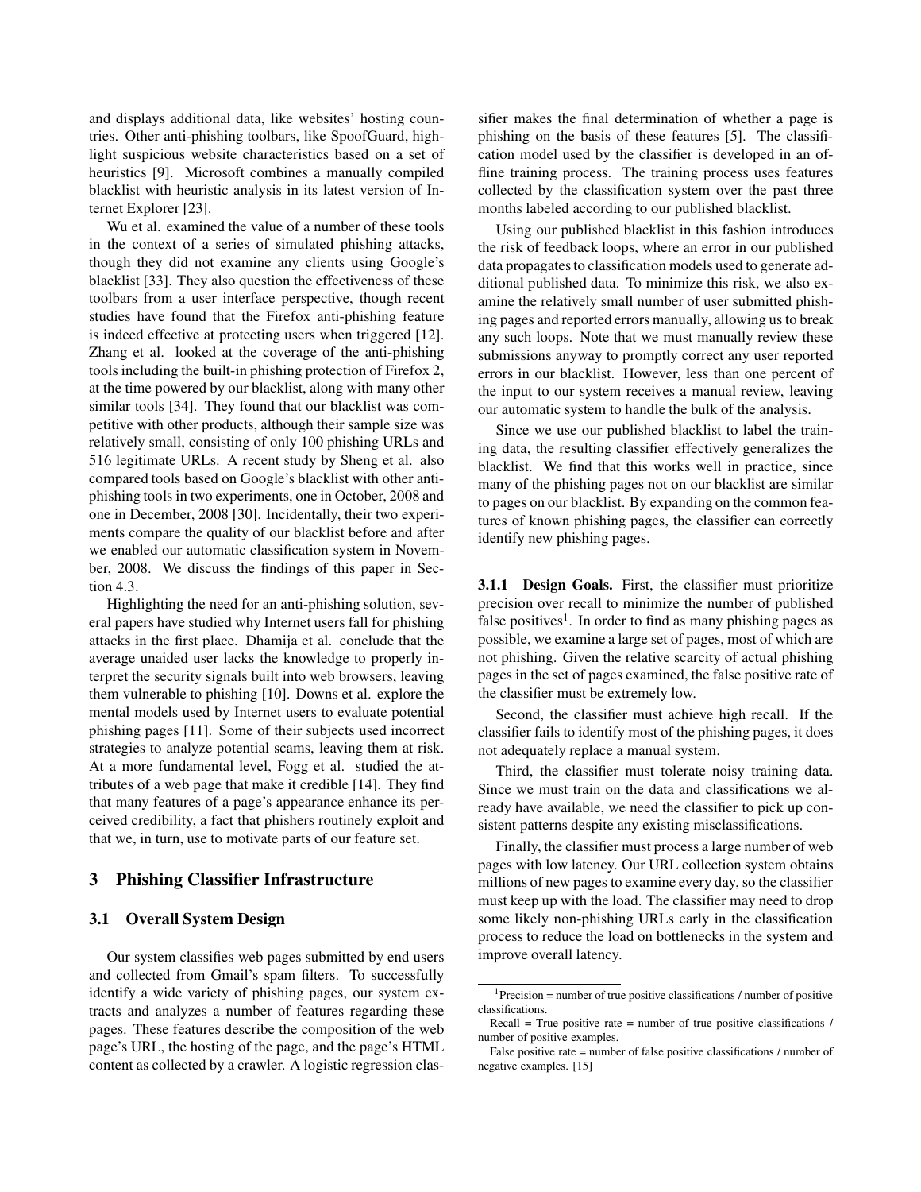and displays additional data, like websites' hosting countries. Other anti-phishing toolbars, like SpoofGuard, highlight suspicious website characteristics based on a set of heuristics [9]. Microsoft combines a manually compiled blacklist with heuristic analysis in its latest version of Internet Explorer [23].

Wu et al. examined the value of a number of these tools in the context of a series of simulated phishing attacks, though they did not examine any clients using Google's blacklist [33]. They also question the effectiveness of these toolbars from a user interface perspective, though recent studies have found that the Firefox anti-phishing feature is indeed effective at protecting users when triggered [12]. Zhang et al. looked at the coverage of the anti-phishing tools including the built-in phishing protection of Firefox 2, at the time powered by our blacklist, along with many other similar tools [34]. They found that our blacklist was competitive with other products, although their sample size was relatively small, consisting of only 100 phishing URLs and 516 legitimate URLs. A recent study by Sheng et al. also compared tools based on Google's blacklist with other anti-phishing tools in two experiments, one in October, 2008 and one in December, 2008 [30]. Incidentally, their two experiments compare the quality of our blacklist before and after we enabled our automatic classification system in November, 2008. We discuss the findings of this paper in Section 4.3.

Highlighting the need for an anti-phishing solution, several papers have studied why Internet users fall for phishing attacks in the first place. Dhamija et al. conclude that the average unaided user lacks the knowledge to properly interpret the security signals built into web browsers, leaving them vulnerable to phishing [10]. Downs et al. explore the mental models used by Internet users to evaluate potential phishing pages [11]. Some of their subjects used incorrect strategies to analyze potential scams, leaving them at risk. At a more fundamental level, Fogg et al. studied the attributes of a web page that make it credible [14]. They find that many features of a page's appearance enhance its perceived credibility, a fact that phishers routinely exploit and that we, in turn, use to motivate parts of our feature set.

## 3 Phishing Classifier Infrastructure

### 3.1 Overall System Design

Our system classifies web pages submitted by end users and collected from Gmail's spam filters. To successfully identify a wide variety of phishing pages, our system extracts and analyzes a number of features regarding these pages. These features describe the composition of the web page's URL, the hosting of the page, and the page's HTML content as collected by a crawler. A logistic regression classifier makes the final determination of whether a page is phishing on the basis of these features [5]. The classification model used by the classifier is developed in an offline training process. The training process uses features collected by the classification system over the past three months labeled according to our published blacklist.

Using our published blacklist in this fashion introduces the risk of feedback loops, where an error in our published data propagates to classification models used to generate additional published data. To minimize this risk, we also examine the relatively small number of user submitted phishing pages and reported errors manually, allowing us to break any such loops. Note that we must manually review these submissions anyway to promptly correct any user reported errors in our blacklist. However, less than one percent of the input to our system receives a manual review, leaving our automatic system to handle the bulk of the analysis.

Since we use our published blacklist to label the training data, the resulting classifier effectively generalizes the blacklist. We find that this works well in practice, since many of the phishing pages not on our blacklist are similar to pages on our blacklist. By expanding on the common features of known phishing pages, the classifier can correctly identify new phishing pages.

#### 3.1.1 Design Goals.

First, the classifier must prioritize precision over recall to minimize the number of published false positives[1]. In order to find as many phishing pages as possible, we examine a large set of pages, most of which are not phishing. Given the relative scarcity of actual phishing pages in the set of pages examined, the false positive rate of the classifier must be extremely low.

Second, the classifier must achieve high recall. If the classifier fails to identify most of the phishing pages, it does not adequately replace a manual system.

Third, the classifier must tolerate noisy training data. Since we must train on the data and classifications we already have available, we need the classifier to pick up consistent patterns despite any existing misclassifications.

Finally, the classifier must process a large number of web pages with low latency. Our URL collection system obtains millions of new pages to examine every day, so the classifier must keep up with the load. The classifier may need to drop some likely non-phishing URLs early in the classification process to reduce the load on bottlenecks in the system and improve overall latency.

---

[1] Precision = number of true positive classifications / number of positive classifications.

Recall = True positive rate = number of true positive classifications / number of positive examples.

False positive rate = number of false positive classifications / number of negative examples. [15]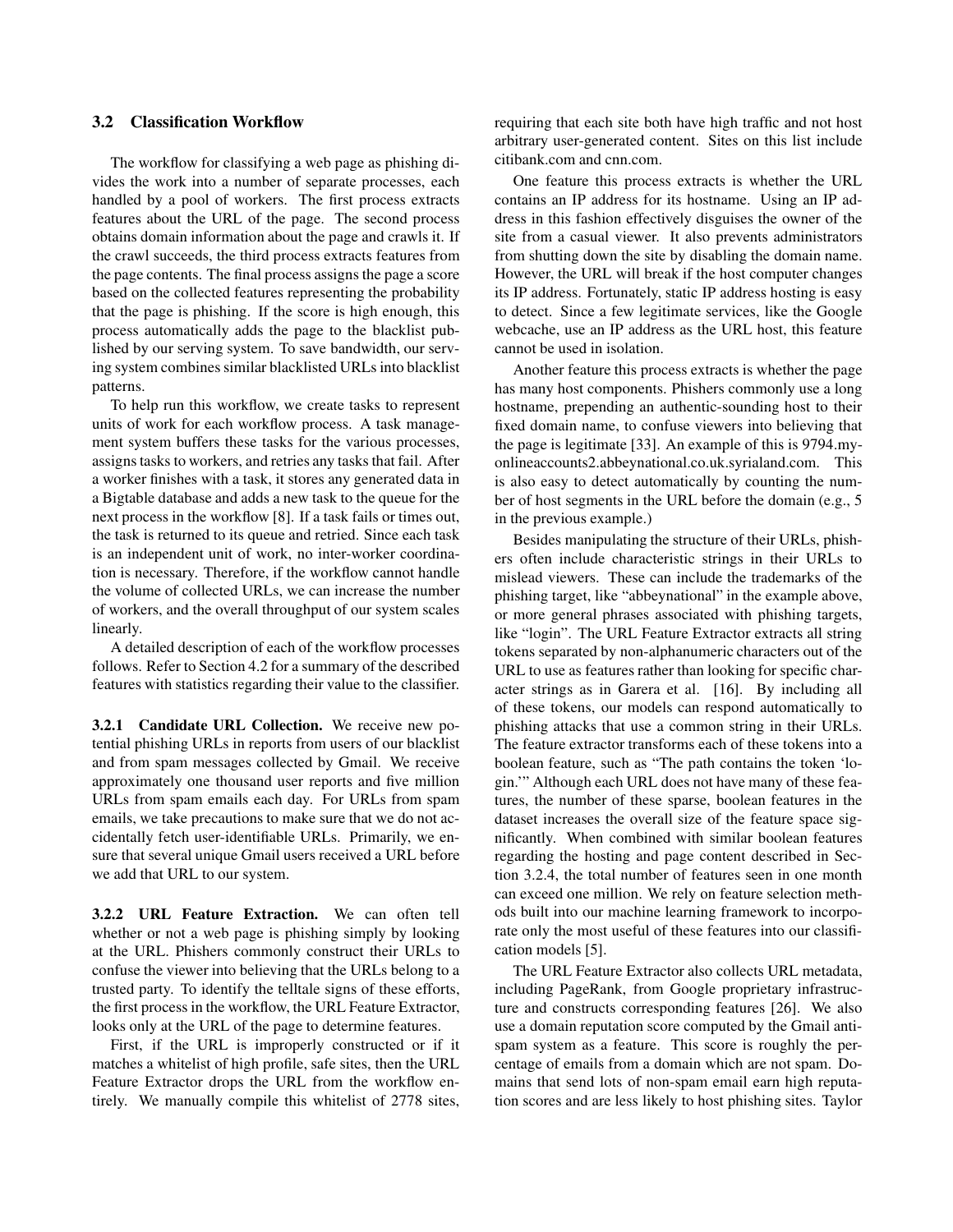### 3.2 Classification Workflow

The workflow for classifying a web page as phishing divides the work into a number of separate processes, each handled by a pool of workers. The first process extracts features about the URL of the page. The second process obtains domain information about the page and crawls it. If the crawl succeeds, the third process extracts features from the page contents. The final process assigns the page a score based on the collected features representing the probability that the page is phishing. If the score is high enough, this process automatically adds the page to the blacklist published by our serving system. To save bandwidth, our serving system combines similar blacklisted URLs into blacklist patterns.

To help run this workflow, we create tasks to represent units of work for each workflow process. A task management system buffers these tasks for the various processes, assigns tasks to workers, and retries any tasks that fail. After a worker finishes with a task, it stores any generated data in a Bigtable database and adds a new task to the queue for the next process in the workflow [8]. If a task fails or times out, the task is returned to its queue and retried. Since each task is an independent unit of work, no inter-worker coordination is necessary. Therefore, if the workflow cannot handle the volume of collected URLs, we can increase the number of workers, and the overall throughput of our system scales linearly.

A detailed description of each of the workflow processes follows. Refer to Section 4.2 for a summary of the described features with statistics regarding their value to the classifier.

**3.2.1 Candidate URL Collection.** We receive new potential phishing URLs in reports from users of our blacklist and from spam messages collected by Gmail. We receive approximately one thousand user reports and five million URLs from spam emails each day. For URLs from spam emails, we take precautions to make sure that we do not accidentally fetch user-identifiable URLs. Primarily, we ensure that several unique Gmail users received a URL before we add that URL to our system.

**3.2.2 URL Feature Extraction.** We can often tell whether or not a web page is phishing simply by looking at the URL. Phishers commonly construct their URLs to confuse the viewer into believing that the URLs belong to a trusted party. To identify the telltale signs of these efforts, the first process in the workflow, the URL Feature Extractor, looks only at the URL of the page to determine features.

First, if the URL is improperly constructed or if it matches a whitelist of high profile, safe sites, then the URL Feature Extractor drops the URL from the workflow entirely. We manually compile this whitelist of 2778 sites, requiring that each site both have high traffic and not host arbitrary user-generated content. Sites on this list include citibank.com and cnn.com.

One feature this process extracts is whether the URL contains an IP address for its hostname. Using an IP address in this fashion effectively disguises the owner of the site from a casual viewer. It also prevents administrators from shutting down the site by disabling the domain name. However, the URL will break if the host computer changes its IP address. Fortunately, static IP address hosting is easy to detect. Since a few legitimate services, like the Google webcache, use an IP address as the URL host, this feature cannot be used in isolation.

Another feature this process extracts is whether the page has many host components. Phishers commonly use a long hostname, prepending an authentic-sounding host to their fixed domain name, to confuse viewers into believing that the page is legitimate [33]. An example of this is 9794.myonlineaccounts2.abbeynational.co.uk.syrialand.com. This is also easy to detect automatically by counting the number of host segments in the URL before the domain (e.g., 5 in the previous example.)

Besides manipulating the structure of their URLs, phishers often include characteristic strings in their URLs to mislead viewers. These can include the trademarks of the phishing target, like "abbeynational" in the example above, or more general phrases associated with phishing targets, like "login". The URL Feature Extractor extracts all string tokens separated by non-alphanumeric characters out of the URL to use as features rather than looking for specific character strings as in Garera et al. [16]. By including all of these tokens, our models can respond automatically to phishing attacks that use a common string in their URLs. The feature extractor transforms each of these tokens into a boolean feature, such as "The path contains the token 'login.'" Although each URL does not have many of these features, the number of these sparse, boolean features in the dataset increases the overall size of the feature space significantly. When combined with similar boolean features regarding the hosting and page content described in Section 3.2.4, the total number of features seen in one month can exceed one million. We rely on feature selection methods built into our machine learning framework to incorporate only the most useful of these features into our classification models [5].

The URL Feature Extractor also collects URL metadata, including PageRank, from Google proprietary infrastructure and constructs corresponding features [26]. We also use a domain reputation score computed by the Gmail anti-spam system as a feature. This score is roughly the percentage of emails from a domain which are not spam. Domains that send lots of non-spam email earn high reputation scores and are less likely to host phishing sites. Taylor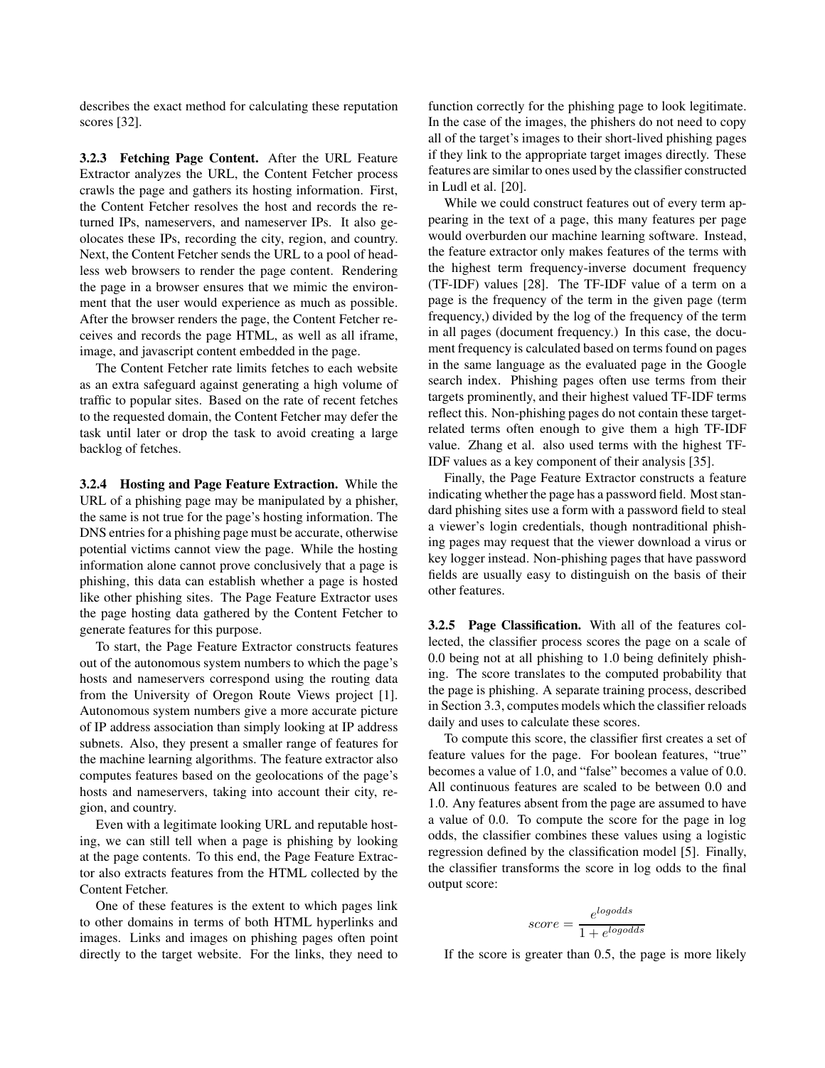describes the exact method for calculating these reputation scores [32].

**3.2.3 Fetching Page Content.** After the URL Feature Extractor analyzes the URL, the Content Fetcher process crawls the page and gathers its hosting information. First, the Content Fetcher resolves the host and records the returned IPs, nameservers, and nameserver IPs. It also geolocates these IPs, recording the city, region, and country. Next, the Content Fetcher sends the URL to a pool of headless web browsers to render the page content. Rendering the page in a browser ensures that we mimic the environment that the user would experience as much as possible. After the browser renders the page, the Content Fetcher receives and records the page HTML, as well as all iframe, image, and javascript content embedded in the page.

The Content Fetcher rate limits fetches to each website as an extra safeguard against generating a high volume of traffic to popular sites. Based on the rate of recent fetches to the requested domain, the Content Fetcher may defer the task until later or drop the task to avoid creating a large backlog of fetches.

**3.2.4 Hosting and Page Feature Extraction.** While the URL of a phishing page may be manipulated by a phisher, the same is not true for the page's hosting information. The DNS entries for a phishing page must be accurate, otherwise potential victims cannot view the page. While the hosting information alone cannot prove conclusively that a page is phishing, this data can establish whether a page is hosted like other phishing sites. The Page Feature Extractor uses the page hosting data gathered by the Content Fetcher to generate features for this purpose.

To start, the Page Feature Extractor constructs features out of the autonomous system numbers to which the page's hosts and nameservers correspond using the routing data from the University of Oregon Route Views project [1]. Autonomous system numbers give a more accurate picture of IP address association than simply looking at IP address subnets. Also, they present a smaller range of features for the machine learning algorithms. The feature extractor also computes features based on the geolocations of the page's hosts and nameservers, taking into account their city, region, and country.

Even with a legitimate looking URL and reputable hosting, we can still tell when a page is phishing by looking at the page contents. To this end, the Page Feature Extractor also extracts features from the HTML collected by the Content Fetcher.

One of these features is the extent to which pages link to other domains in terms of both HTML hyperlinks and images. Links and images on phishing pages often point directly to the target website. For the links, they need to function correctly for the phishing page to look legitimate. In the case of the images, the phishers do not need to copy all of the target's images to their short-lived phishing pages if they link to the appropriate target images directly. These features are similar to ones used by the classifier constructed in Ludl et al. [20].

While we could construct features out of every term appearing in the text of a page, this many features per page would overburden our machine learning software. Instead, the feature extractor only makes features of the terms with the highest term frequency-inverse document frequency (TF-IDF) values [28]. The TF-IDF value of a term on a page is the frequency of the term in the given page (term frequency,) divided by the log of the frequency of the term in all pages (document frequency.) In this case, the document frequency is calculated based on terms found on pages in the same language as the evaluated page in the Google search index. Phishing pages often use terms from their targets prominently, and their highest valued TF-IDF terms reflect this. Non-phishing pages do not contain these target-related terms often enough to give them a high TF-IDF value. Zhang et al. also used terms with the highest TF-IDF values as a key component of their analysis [35].

Finally, the Page Feature Extractor constructs a feature indicating whether the page has a password field. Most standard phishing sites use a form with a password field to steal a viewer's login credentials, though nontraditional phishing pages may request that the viewer download a virus or key logger instead. Non-phishing pages that have password fields are usually easy to distinguish on the basis of their other features.

**3.2.5 Page Classification.** With all of the features collected, the classifier process scores the page on a scale of 0.0 being not at all phishing to 1.0 being definitely phishing. The score translates to the computed probability that the page is phishing. A separate training process, described in Section 3.3, computes models which the classifier reloads daily and uses to calculate these scores.

To compute this score, the classifier first creates a set of feature values for the page. For boolean features, "true" becomes a value of 1.0, and "false" becomes a value of 0.0. All continuous features are scaled to be between 0.0 and 1.0. Any features absent from the page are assumed to have a value of 0.0. To compute the score for the page in log odds, the classifier combines these values using a logistic regression defined by the classification model [5]. Finally, the classifier transforms the score in log odds to the final output score:

$$score = \frac{e^{logodds}}{1 + e^{logodds}}$$

If the score is greater than 0.5, the page is more likely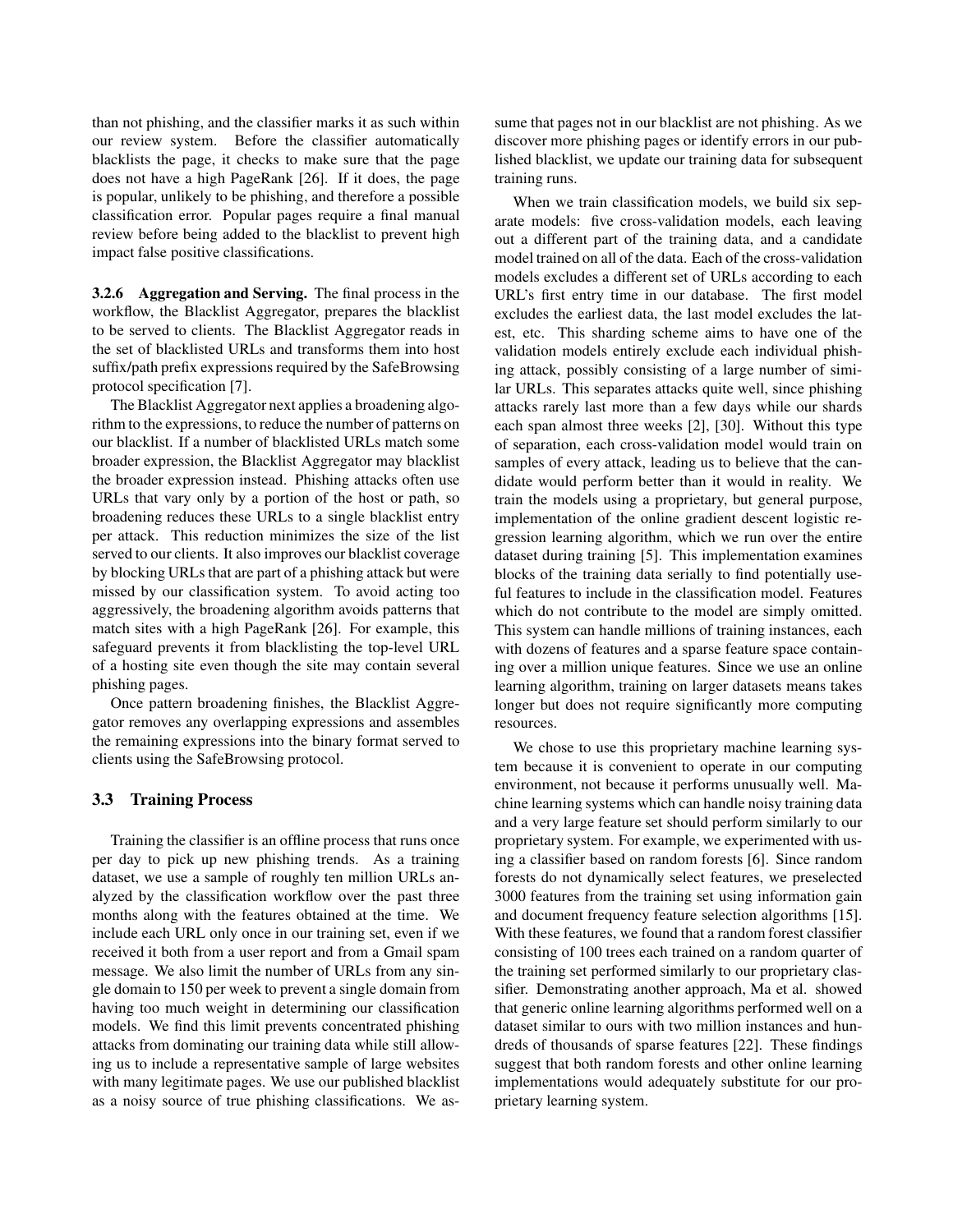than not phishing, and the classifier marks it as such within our review system. Before the classifier automatically blacklists the page, it checks to make sure that the page does not have a high PageRank [26]. If it does, the page is popular, unlikely to be phishing, and therefore a possible classification error. Popular pages require a final manual review before being added to the blacklist to prevent high impact false positive classifications.

**3.2.6 Aggregation and Serving.** The final process in the workflow, the Blacklist Aggregator, prepares the blacklist to be served to clients. The Blacklist Aggregator reads in the set of blacklisted URLs and transforms them into host suffix/path prefix expressions required by the SafeBrowsing protocol specification [7].

The Blacklist Aggregator next applies a broadening algorithm to the expressions, to reduce the number of patterns on our blacklist. If a number of blacklisted URLs match some broader expression, the Blacklist Aggregator may blacklist the broader expression instead. Phishing attacks often use URLs that vary only by a portion of the host or path, so broadening reduces these URLs to a single blacklist entry per attack. This reduction minimizes the size of the list served to our clients. It also improves our blacklist coverage by blocking URLs that are part of a phishing attack but were missed by our classification system. To avoid acting too aggressively, the broadening algorithm avoids patterns that match sites with a high PageRank [26]. For example, this safeguard prevents it from blacklisting the top-level URL of a hosting site even though the site may contain several phishing pages.

Once pattern broadening finishes, the Blacklist Aggregator removes any overlapping expressions and assembles the remaining expressions into the binary format served to clients using the SafeBrowsing protocol.

### 3.3 Training Process

Training the classifier is an offline process that runs once per day to pick up new phishing trends. As a training dataset, we use a sample of roughly ten million URLs analyzed by the classification workflow over the past three months along with the features obtained at the time. We include each URL only once in our training set, even if we received it both from a user report and from a Gmail spam message. We also limit the number of URLs from any single domain to 150 per week to prevent a single domain from having too much weight in determining our classification models. We find this limit prevents concentrated phishing attacks from dominating our training data while still allowing us to include a representative sample of large websites with many legitimate pages. We use our published blacklist as a noisy source of true phishing classifications. We assume that pages not in our blacklist are not phishing. As we discover more phishing pages or identify errors in our published blacklist, we update our training data for subsequent training runs.

When we train classification models, we build six separate models: five cross-validation models, each leaving out a different part of the training data, and a candidate model trained on all of the data. Each of the cross-validation models excludes a different set of URLs according to each URL's first entry time in our database. The first model excludes the earliest data, the last model excludes the latest, etc. This sharding scheme aims to have one of the validation models entirely exclude each individual phishing attack, possibly consisting of a large number of similar URLs. This separates attacks quite well, since phishing attacks rarely last more than a few days while our shards each span almost three weeks [2], [30]. Without this type of separation, each cross-validation model would train on samples of every attack, leading us to believe that the candidate would perform better than it would in reality. We train the models using a proprietary, but general purpose, implementation of the online gradient descent logistic regression learning algorithm, which we run over the entire dataset during training [5]. This implementation examines blocks of the training data serially to find potentially useful features to include in the classification model. Features which do not contribute to the model are simply omitted. This system can handle millions of training instances, each with dozens of features and a sparse feature space containing over a million unique features. Since we use an online learning algorithm, training on larger datasets means takes longer but does not require significantly more computing resources.

We chose to use this proprietary machine learning system because it is convenient to operate in our computing environment, not because it performs unusually well. Machine learning systems which can handle noisy training data and a very large feature set should perform similarly to our proprietary system. For example, we experimented with using a classifier based on random forests [6]. Since random forests do not dynamically select features, we preselected 3000 features from the training set using information gain and document frequency feature selection algorithms [15]. With these features, we found that a random forest classifier consisting of 100 trees each trained on a random quarter of the training set performed similarly to our proprietary classifier. Demonstrating another approach, Ma et al. showed that generic online learning algorithms performed well on a dataset similar to ours with two million instances and hundreds of thousands of sparse features [22]. These findings suggest that both random forests and other online learning implementations would adequately substitute for our proprietary learning system.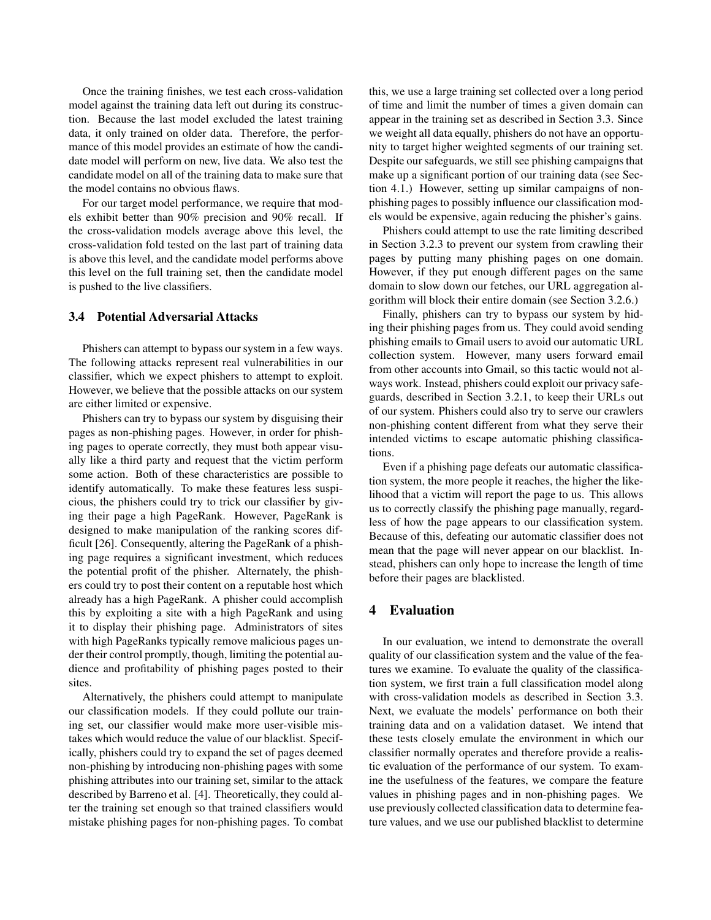Once the training finishes, we test each cross-validation model against the training data left out during its construction. Because the last model excluded the latest training data, it only trained on older data. Therefore, the performance of this model provides an estimate of how the candidate model will perform on new, live data. We also test the candidate model on all of the training data to make sure that the model contains no obvious flaws.

For our target model performance, we require that models exhibit better than 90% precision and 90% recall. If the cross-validation models average above this level, the cross-validation fold tested on the last part of training data is above this level, and the candidate model performs above this level on the full training set, then the candidate model is pushed to the live classifiers.

### 3.4 Potential Adversarial Attacks

Phishers can attempt to bypass our system in a few ways. The following attacks represent real vulnerabilities in our classifier, which we expect phishers to attempt to exploit. However, we believe that the possible attacks on our system are either limited or expensive.

Phishers can try to bypass our system by disguising their pages as non-phishing pages. However, in order for phishing pages to operate correctly, they must both appear visually like a third party and request that the victim perform some action. Both of these characteristics are possible to identify automatically. To make these features less suspicious, the phishers could try to trick our classifier by giving their page a high PageRank. However, PageRank is designed to make manipulation of the ranking scores difficult [26]. Consequently, altering the PageRank of a phishing page requires a significant investment, which reduces the potential profit of the phisher. Alternately, the phishers could try to post their content on a reputable host which already has a high PageRank. A phisher could accomplish this by exploiting a site with a high PageRank and using it to display their phishing page. Administrators of sites with high PageRanks typically remove malicious pages under their control promptly, though, limiting the potential audience and profitability of phishing pages posted to their sites.

Alternatively, the phishers could attempt to manipulate our classification models. If they could pollute our training set, our classifier would make more user-visible mistakes which would reduce the value of our blacklist. Specifically, phishers could try to expand the set of pages deemed non-phishing by introducing non-phishing pages with some phishing attributes into our training set, similar to the attack described by Barreno et al. [4]. Theoretically, they could alter the training set enough so that trained classifiers would mistake phishing pages for non-phishing pages. To combat this, we use a large training set collected over a long period of time and limit the number of times a given domain can appear in the training set as described in Section 3.3. Since we weight all data equally, phishers do not have an opportunity to target higher weighted segments of our training set. Despite our safeguards, we still see phishing campaigns that make up a significant portion of our training data (see Section 4.1.) However, setting up similar campaigns of non-phishing pages to possibly influence our classification models would be expensive, again reducing the phisher's gains.

Phishers could attempt to use the rate limiting described in Section 3.2.3 to prevent our system from crawling their pages by putting many phishing pages on one domain. However, if they put enough different pages on the same domain to slow down our fetches, our URL aggregation algorithm will block their entire domain (see Section 3.2.6.)

Finally, phishers can try to bypass our system by hiding their phishing pages from us. They could avoid sending phishing emails to Gmail users to avoid our automatic URL collection system. However, many users forward email from other accounts into Gmail, so this tactic would not always work. Instead, phishers could exploit our privacy safeguards, described in Section 3.2.1, to keep their URLs out of our system. Phishers could also try to serve our crawlers non-phishing content different from what they serve their intended victims to escape automatic phishing classifications.

Even if a phishing page defeats our automatic classification system, the more people it reaches, the higher the likelihood that a victim will report the page to us. This allows us to correctly classify the phishing page manually, regardless of how the page appears to our classification system. Because of this, defeating our automatic classifier does not mean that the page will never appear on our blacklist. Instead, phishers can only hope to increase the length of time before their pages are blacklisted.

## 4 Evaluation

In our evaluation, we intend to demonstrate the overall quality of our classification system and the value of the features we examine. To evaluate the quality of the classification system, we first train a full classification model along with cross-validation models as described in Section 3.3. Next, we evaluate the models' performance on both their training data and on a validation dataset. We intend that these tests closely emulate the environment in which our classifier normally operates and therefore provide a realistic evaluation of the performance of our system. To examine the usefulness of the features, we compare the feature values in phishing pages and in non-phishing pages. We use previously collected classification data to determine feature values, and we use our published blacklist to determine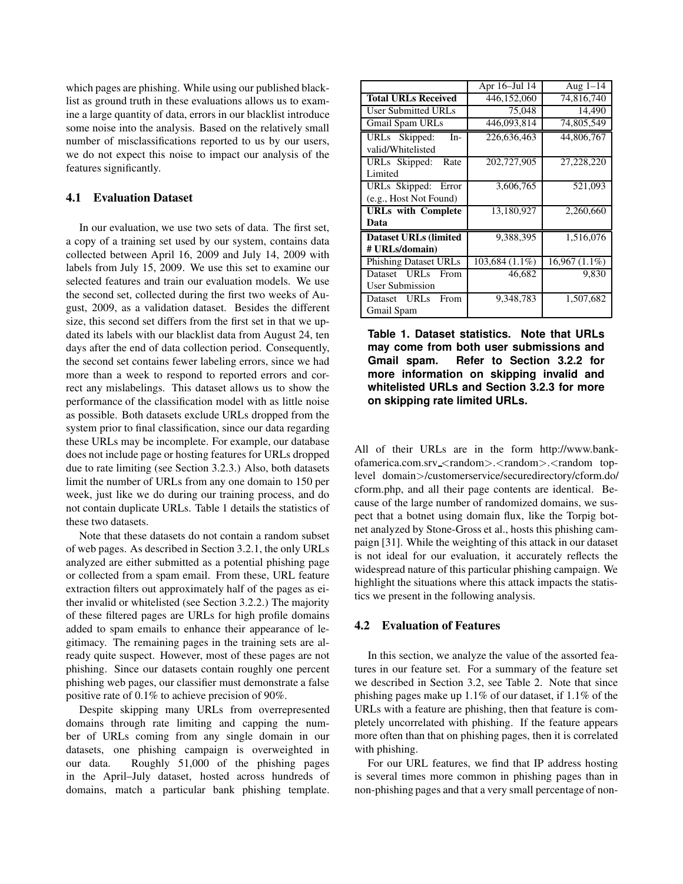which pages are phishing. While using our published blacklist as ground truth in these evaluations allows us to examine a large quantity of data, errors in our blacklist introduce some noise into the analysis. Based on the relatively small number of misclassifications reported to us by our users, we do not expect this noise to impact our analysis of the features significantly.

### 4.1 Evaluation Dataset

In our evaluation, we use two sets of data. The first set, a copy of a training set used by our system, contains data collected between April 16, 2009 and July 14, 2009 with labels from July 15, 2009. We use this set to examine our selected features and train our evaluation models. We use the second set, collected during the first two weeks of August, 2009, as a validation dataset. Besides the different size, this second set differs from the first set in that we updated its labels with our blacklist data from August 24, ten days after the end of data collection period. Consequently, the second set contains fewer labeling errors, since we had more than a week to respond to reported errors and correct any mislabelings. This dataset allows us to show the performance of the classification model with as little noise as possible. Both datasets exclude URLs dropped from the system prior to final classification, since our data regarding these URLs may be incomplete. For example, our database does not include page or hosting features for URLs dropped due to rate limiting (see Section 3.2.3.) Also, both datasets limit the number of URLs from any one domain to 150 per week, just like we do during our training process, and do not contain duplicate URLs. Table 1 details the statistics of these two datasets.

Note that these datasets do not contain a random subset of web pages. As described in Section 3.2.1, the only URLs analyzed are either submitted as a potential phishing page or collected from a spam email. From these, URL feature extraction filters out approximately half of the pages as either invalid or whitelisted (see Section 3.2.2.) The majority of these filtered pages are URLs for high profile domains added to spam emails to enhance their appearance of legitimacy. The remaining pages in the training sets are already quite suspect. However, most of these pages are not phishing. Since our datasets contain roughly one percent phishing web pages, our classifier must demonstrate a false positive rate of 0.1% to achieve precision of 90%.

Despite skipping many URLs from overrepresented domains through rate limiting and capping the number of URLs coming from any single domain in our datasets, one phishing campaign is overweighted in our data. Roughly 51,000 of the phishing pages in the April–July dataset, hosted across hundreds of domains, match a particular bank phishing template.

| | Apr 16–Jul 14 | Aug 1–14 |
|---|---|---|
| **Total URLs Received** | 446,152,060 | 74,816,740 |
| User Submitted URLs | 75,048 | 14,490 |
| Gmail Spam URLs | 446,093,814 | 74,805,549 |
| URLs Skipped: Invalid/Whitelisted | 226,636,463 | 44,806,767 |
| URLs Skipped: Rate Limited | 202,727,905 | 27,228,220 |
| URLs Skipped: Error (e.g., Host Not Found) | 3,606,765 | 521,093 |
| **URLs with Complete Data** | 13,180,927 | 2,260,660 |
| **Dataset URLs (limited # URLs/domain)** | 9,388,395 | 1,516,076 |
| Phishing Dataset URLs | 103,684 (1.1%) | 16,967 (1.1%) |
| Dataset URLs From User Submission | 46,682 | 9,830 |
| Dataset URLs From Gmail Spam | 9,348,783 | 1,507,682 |

**Table 1. Dataset statistics. Note that URLs may come from both user submissions and Gmail spam. Refer to Section 3.2.2 for more information on skipping invalid and whitelisted URLs and Section 3.2.3 for more on skipping rate limited URLs.**

All of their URLs are in the form http://www.bankofamerica.com.srv.<random>.<random>.<random top-level domain>/customerservice/securedirectory/cform.do/cform.php, and all their page contents are identical. Because of the large number of randomized domains, we suspect that a botnet using domain flux, like the Torpig botnet analyzed by Stone-Gross et al., hosts this phishing campaign [31]. While the weighting of this attack in our dataset is not ideal for our evaluation, it accurately reflects the widespread nature of this particular phishing campaign. We highlight the situations where this attack impacts the statistics we present in the following analysis.

### 4.2 Evaluation of Features

In this section, we analyze the value of the assorted features in our feature set. For a summary of the feature set we described in Section 3.2, see Table 2. Note that since phishing pages make up 1.1% of our dataset, if 1.1% of the URLs with a feature are phishing, then that feature is completely uncorrelated with phishing. If the feature appears more often than that on phishing pages, then it is correlated with phishing.

For our URL features, we find that IP address hosting is several times more common in phishing pages than in non-phishing pages and that a very small percentage of non-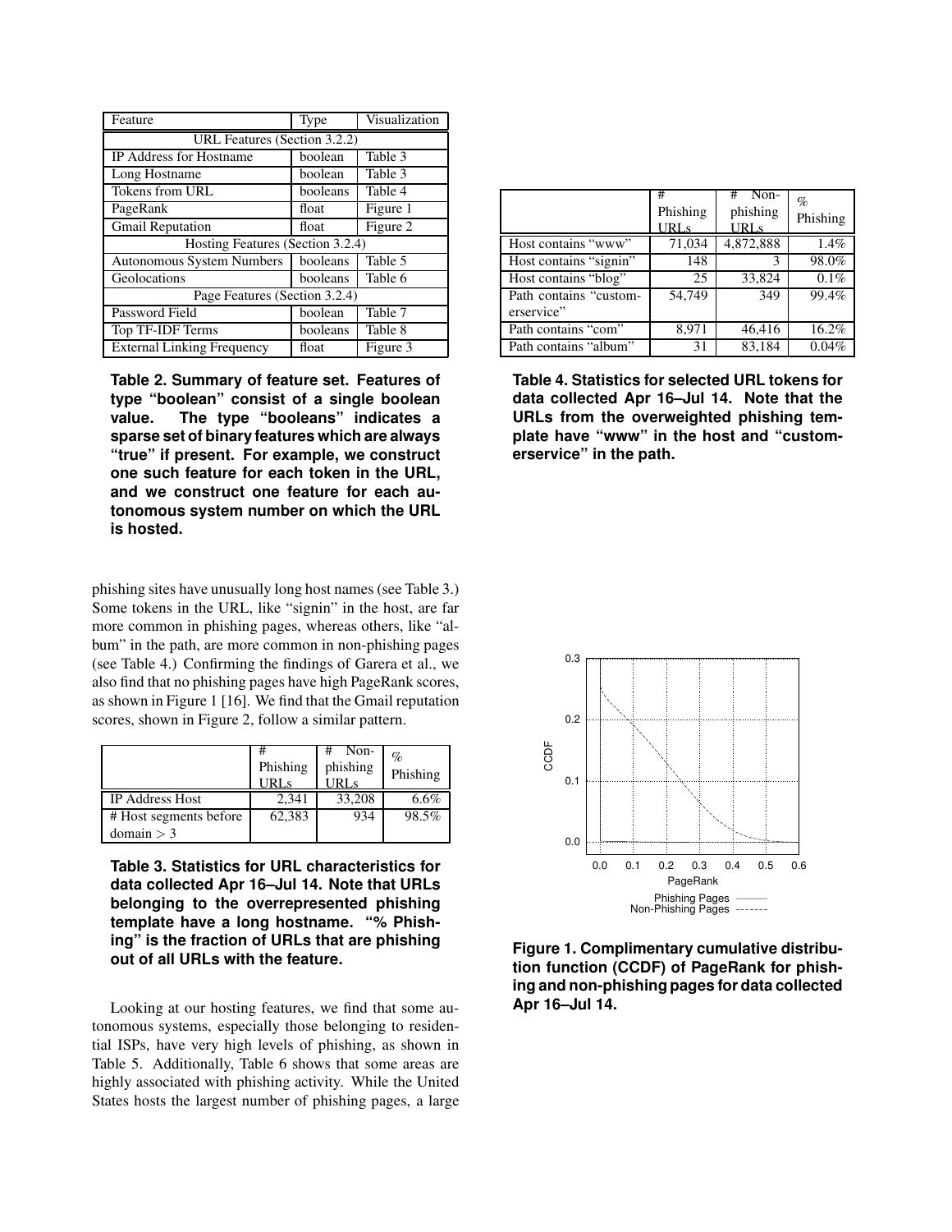| Feature | Type | Visualization |
|---|---|---|
| URL Features (Section 3.2.2) | | |
| IP Address for Hostname | boolean | Table 3 |
| Long Hostname | boolean | Table 3 |
| Tokens from URL | booleans | Table 4 |
| PageRank | float | Figure 1 |
| Gmail Reputation | float | Figure 2 |
| Hosting Features (Section 3.2.4) | | |
| Autonomous System Numbers | booleans | Table 5 |
| Geolocations | booleans | Table 6 |
| Page Features (Section 3.2.4) | | |
| Password Field | boolean | Table 7 |
| Top TF-IDF Terms | booleans | Table 8 |
| External Linking Frequency | float | Figure 3 |

**Table 2. Summary of feature set. Features of type "boolean" consist of a single boolean value. The type "booleans" indicates a sparse set of binary features which are always "true" if present. For example, we construct one such feature for each token in the URL, and we construct one feature for each autonomous system number on which the URL is hosted.**

phishing sites have unusually long host names (see Table 3.) Some tokens in the URL, like "signin" in the host, are far more common in phishing pages, whereas others, like "album" in the path, are more common in non-phishing pages (see Table 4.) Confirming the findings of Garera et al., we also find that no phishing pages have high PageRank scores, as shown in Figure 1 [16]. We find that the Gmail reputation scores, shown in Figure 2, follow a similar pattern.

| | # Phishing URLs | # Non-phishing URLs | % Phishing |
|---|---|---|---|
| IP Address Host | 2,341 | 33,208 | 6.6% |
| # Host segments before domain $> 3$ | 62,383 | 934 | 98.5% |

**Table 3. Statistics for URL characteristics for data collected Apr 16–Jul 14. Note that URLs belonging to the overrepresented phishing template have a long hostname. "% Phishing" is the fraction of URLs that are phishing out of all URLs with the feature.**

Looking at our hosting features, we find that some autonomous systems, especially those belonging to residential ISPs, have very high levels of phishing, as shown in Table 5. Additionally, Table 6 shows that some areas are highly associated with phishing activity. While the United States hosts the largest number of phishing pages, a large

| | # Phishing URLs | # Non-phishing URLs | % Phishing |
|---|---|---|---|
| Host contains "www" | 71,034 | 4,872,888 | 1.4% |
| Host contains "signin" | 148 | 3 | 98.0% |
| Host contains "blog" | 25 | 33,824 | 0.1% |
| Path contains "customerservice" | 54,749 | 349 | 99.4% |
| Path contains "com" | 8,971 | 46,416 | 16.2% |
| Path contains "album" | 31 | 83,184 | 0.04% |

**Table 4. Statistics for selected URL tokens for data collected Apr 16–Jul 14. Note that the URLs from the overweighted phishing template have "www" in the host and "customerservice" in the path.**

**Figure 1. Complimentary cumulative distribution function (CCDF) of PageRank for phishing and non-phishing pages for data collected Apr 16–Jul 14.**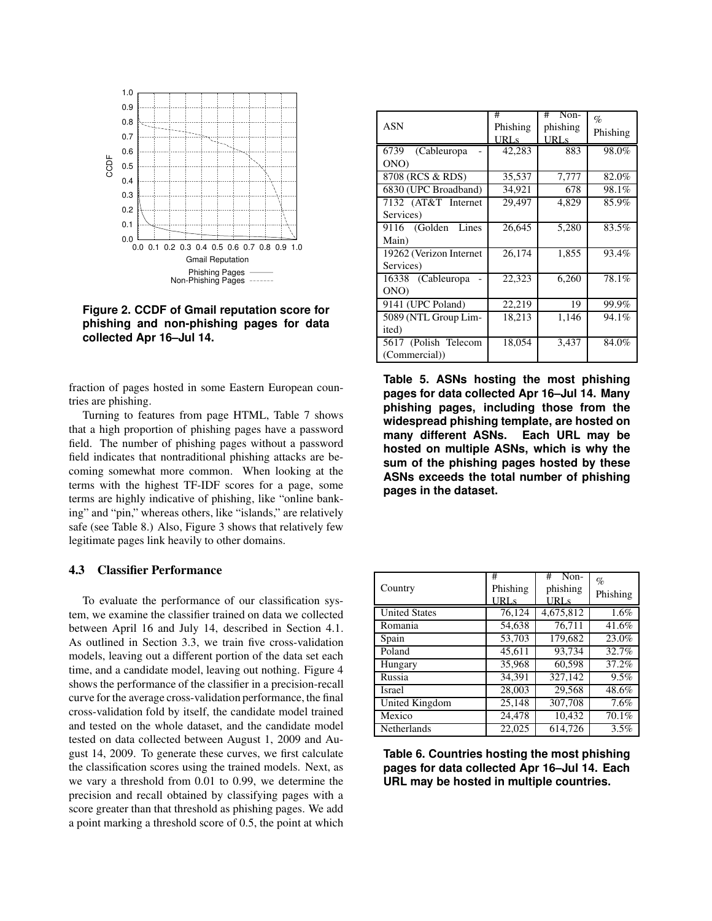Figure 2. CCDF of Gmail reputation score for phishing and non-phishing pages for data collected Apr 16–Jul 14.

fraction of pages hosted in some Eastern European countries are phishing.

Turning to features from page HTML, Table 7 shows that a high proportion of phishing pages have a password field. The number of phishing pages without a password field indicates that nontraditional phishing attacks are becoming somewhat more common. When looking at the terms with the highest TF-IDF scores for a page, some terms are highly indicative of phishing, like "online banking" and "pin," whereas others, like "islands," are relatively safe (see Table 8.) Also, Figure 3 shows that relatively few legitimate pages link heavily to other domains.

### 4.3 Classifier Performance

To evaluate the performance of our classification system, we examine the classifier trained on data we collected between April 16 and July 14, described in Section 4.1. As outlined in Section 3.3, we train five cross-validation models, leaving out a different portion of the data set each time, and a candidate model, leaving out nothing. Figure 4 shows the performance of the classifier in a precision-recall curve for the average cross-validation performance, the final cross-validation fold by itself, the candidate model trained and tested on the whole dataset, and the candidate model tested on data collected between August 1, 2009 and August 14, 2009. To generate these curves, we first calculate the classification scores using the trained models. Next, as we vary a threshold from 0.01 to 0.99, we determine the precision and recall obtained by classifying pages with a score greater than that threshold as phishing pages. We add a point marking a threshold score of 0.5, the point at which

| ASN | # Phishing URLs | # Non-phishing URLs | % Phishing |
|---|---|---|---|
| 6739 (Cableuropa - ONO) | 42,283 | 883 | 98.0% |
| 8708 (RCS & RDS) | 35,537 | 7,777 | 82.0% |
| 6830 (UPC Broadband) | 34,921 | 678 | 98.1% |
| 7132 (AT&T Internet Services) | 29,497 | 4,829 | 85.9% |
| 9116 (Golden Lines Main) | 26,645 | 5,280 | 83.5% |
| 19262 (Verizon Internet Services) | 26,174 | 1,855 | 93.4% |
| 16338 (Cableuropa - ONO) | 22,323 | 6,260 | 78.1% |
| 9141 (UPC Poland) | 22,219 | 19 | 99.9% |
| 5089 (NTL Group Limited) | 18,213 | 1,146 | 94.1% |
| 5617 (Polish Telecom (Commercial)) | 18,054 | 3,437 | 84.0% |

**Table 5. ASNs hosting the most phishing pages for data collected Apr 16–Jul 14. Many phishing pages, including those from the widespread phishing template, are hosted on many different ASNs. Each URL may be hosted on multiple ASNs, which is why the sum of the phishing pages hosted by these ASNs exceeds the total number of phishing pages in the dataset.**

| Country | # Phishing URLs | # Non-phishing URLs | % Phishing |
|---|---|---|---|
| United States | 76,124 | 4,675,812 | 1.6% |
| Romania | 54,638 | 76,711 | 41.6% |
| Spain | 53,703 | 179,682 | 23.0% |
| Poland | 45,611 | 93,734 | 32.7% |
| Hungary | 35,968 | 60,598 | 37.2% |
| Russia | 34,391 | 327,142 | 9.5% |
| Israel | 28,003 | 29,568 | 48.6% |
| United Kingdom | 25,148 | 307,708 | 7.6% |
| Mexico | 24,478 | 10,432 | 70.1% |
| Netherlands | 22,025 | 614,726 | 3.5% |

**Table 6. Countries hosting the most phishing pages for data collected Apr 16–Jul 14. Each URL may be hosted in multiple countries.**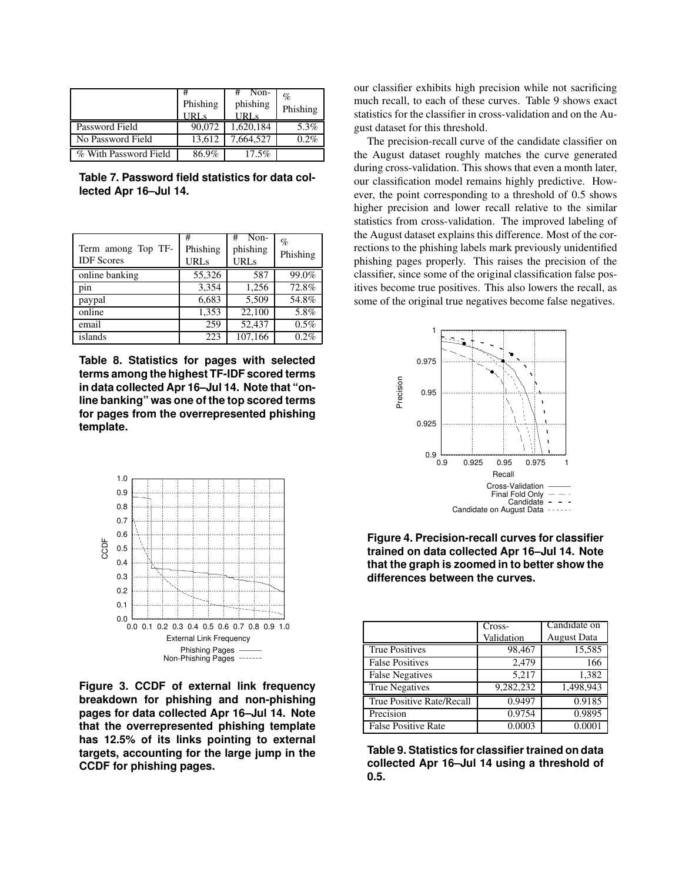|  | # Phishing URLs | # Non-phishing URLs | % Phishing |
|---|---|---|---|
| Password Field | 90,072 | 1,620,184 | 5.3% |
| No Password Field | 13,612 | 7,664,527 | 0.2% |
| % With Password Field | 86.9% | 17.5% |  |

**Table 7. Password field statistics for data collected Apr 16–Jul 14.**

| Term among Top TF-IDF Scores | # Phishing URLs | # Non-phishing URLs | % Phishing |
|---|---|---|---|
| online banking | 55,326 | 587 | 99.0% |
| pin | 3,354 | 1,256 | 72.8% |
| paypal | 6,683 | 5,509 | 54.8% |
| online | 1,353 | 22,100 | 5.8% |
| email | 259 | 52,437 | 0.5% |
| islands | 223 | 107,166 | 0.2% |

**Table 8. Statistics for pages with selected terms among the highest TF-IDF scored terms in data collected Apr 16–Jul 14. Note that "online banking" was one of the top scored terms for pages from the overrepresented phishing template.**

**Figure 3. CCDF of external link frequency breakdown for phishing and non-phishing pages for data collected Apr 16–Jul 14. Note that the overrepresented phishing template has 12.5% of its links pointing to external targets, accounting for the large jump in the CCDF for phishing pages.**

our classifier exhibits high precision while not sacrificing much recall, to each of these curves. Table 9 shows exact statistics for the classifier in cross-validation and on the August dataset for this threshold.

The precision-recall curve of the candidate classifier on the August dataset roughly matches the curve generated during cross-validation. This shows that even a month later, our classification model remains highly predictive. However, the point corresponding to a threshold of 0.5 shows higher precision and lower recall relative to the similar statistics from cross-validation. The improved labeling of the August dataset explains this difference. Most of the corrections to the phishing labels mark previously unidentified phishing pages properly. This raises the precision of the classifier, since some of the original classification false positives become true positives. This also lowers the recall, as some of the original true negatives become false negatives.

**Figure 4. Precision-recall curves for classifier trained on data collected Apr 16–Jul 14. Note that the graph is zoomed in to better show the differences between the curves.**

|  | Cross-Validation | Candidate on August Data |
|---|---|---|
| True Positives | 98,467 | 15,585 |
| False Positives | 2,479 | 166 |
| False Negatives | 5,217 | 1,382 |
| True Negatives | 9,282,232 | 1,498,943 |
| True Positive Rate/Recall | 0.9497 | 0.9185 |
| Precision | 0.9754 | 0.9895 |
| False Positive Rate | 0.0003 | 0.0001 |

**Table 9. Statistics for classifier trained on data collected Apr 16–Jul 14 using a threshold of 0.5.**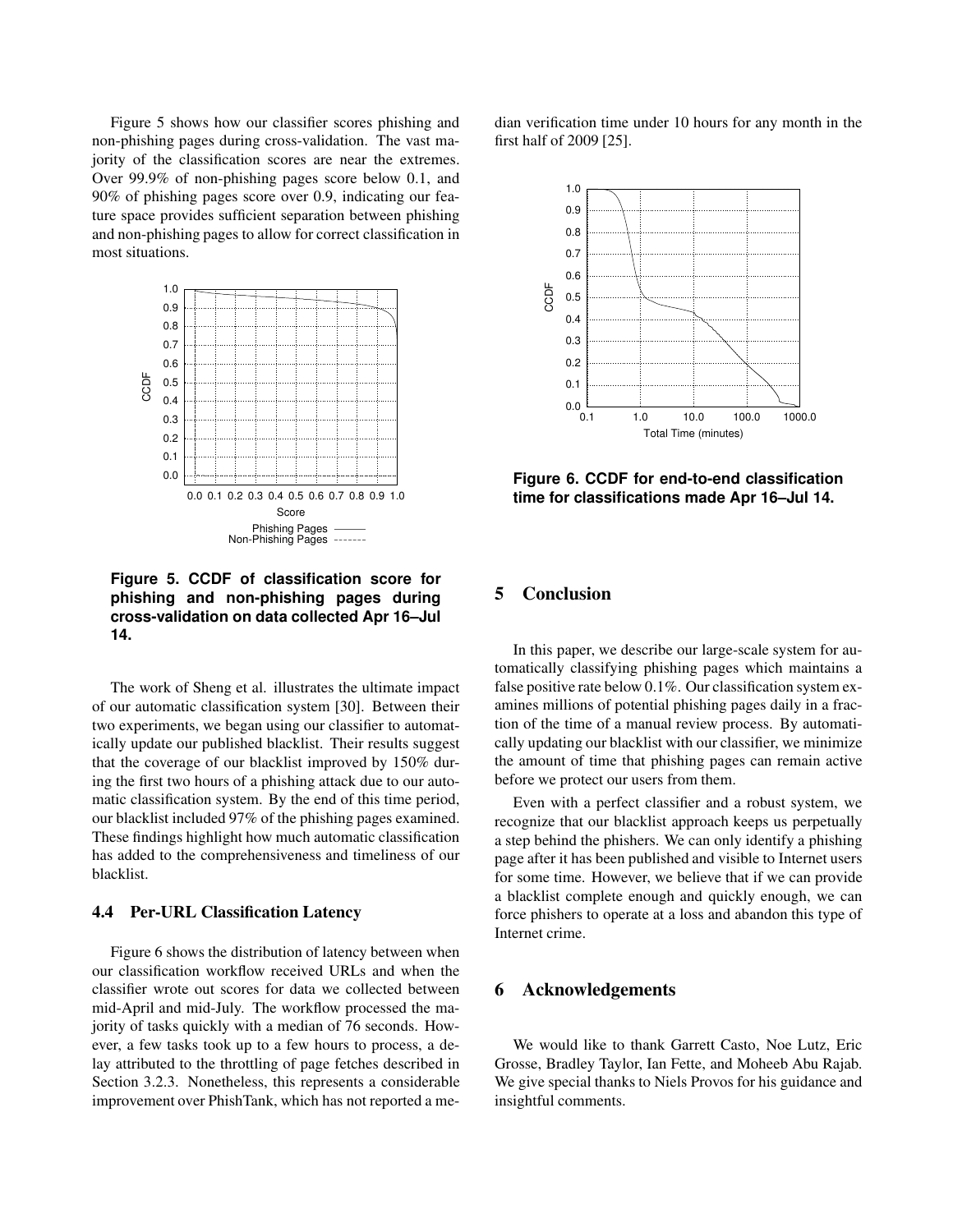Figure 5 shows how our classifier scores phishing and non-phishing pages during cross-validation. The vast majority of the classification scores are near the extremes. Over 99.9% of non-phishing pages score below 0.1, and 90% of phishing pages score over 0.9, indicating our feature space provides sufficient separation between phishing and non-phishing pages to allow for correct classification in most situations.

**Figure 5. CCDF of classification score for phishing and non-phishing pages during cross-validation on data collected Apr 16–Jul 14.**

The work of Sheng et al. illustrates the ultimate impact of our automatic classification system [30]. Between their two experiments, we began using our classifier to automatically update our published blacklist. Their results suggest that the coverage of our blacklist improved by 150% during the first two hours of a phishing attack due to our automatic classification system. By the end of this time period, our blacklist included 97% of the phishing pages examined. These findings highlight how much automatic classification has added to the comprehensiveness and timeliness of our blacklist.

### 4.4 Per-URL Classification Latency

Figure 6 shows the distribution of latency between when our classification workflow received URLs and when the classifier wrote out scores for data we collected between mid-April and mid-July. The workflow processed the majority of tasks quickly with a median of 76 seconds. However, a few tasks took up to a few hours to process, a delay attributed to the throttling of page fetches described in Section 3.2.3. Nonetheless, this represents a considerable improvement over PhishTank, which has not reported a median verification time under 10 hours for any month in the first half of 2009 [25].

**Figure 6. CCDF for end-to-end classification time for classifications made Apr 16–Jul 14.**

## 5 Conclusion

In this paper, we describe our large-scale system for automatically classifying phishing pages which maintains a false positive rate below 0.1%. Our classification system examines millions of potential phishing pages daily in a fraction of the time of a manual review process. By automatically updating our blacklist with our classifier, we minimize the amount of time that phishing pages can remain active before we protect our users from them.

Even with a perfect classifier and a robust system, we recognize that our blacklist approach keeps us perpetually a step behind the phishers. We can only identify a phishing page after it has been published and visible to Internet users for some time. However, we believe that if we can provide a blacklist complete enough and quickly enough, we can force phishers to operate at a loss and abandon this type of Internet crime.

## 6 Acknowledgements

We would like to thank Garrett Casto, Noe Lutz, Eric Grosse, Bradley Taylor, Ian Fette, and Moheeb Abu Rajab. We give special thanks to Niels Provos for his guidance and insightful comments.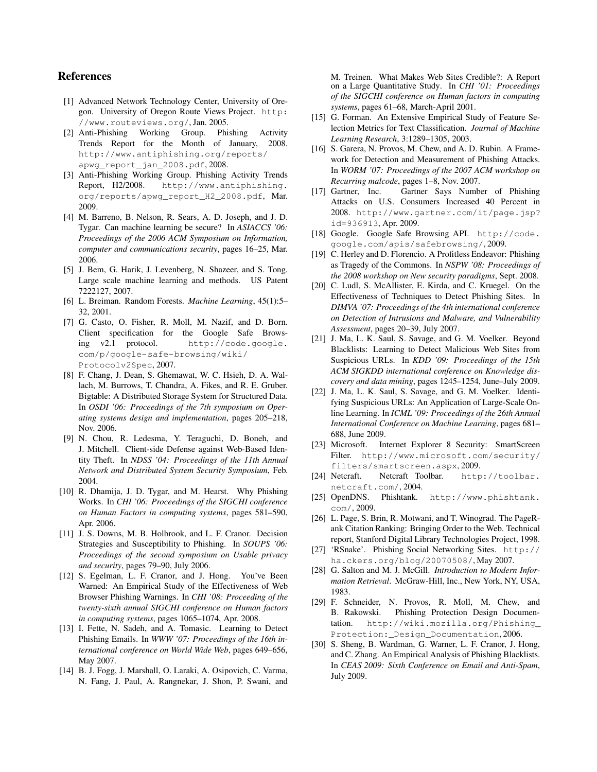## References

[1] Advanced Network Technology Center, University of Oregon. University of Oregon Route Views Project. http://www.routeviews.org/, Jan. 2005.

[2] Anti-Phishing Working Group. Phishing Activity Trends Report for the Month of January, 2008. http://www.antiphishing.org/reports/apwg_report_jan_2008.pdf, 2008.

[3] Anti-Phishing Working Group. Phishing Activity Trends Report, H2/2008. http://www.antiphishing.org/reports/apwg_report_H2_2008.pdf, Mar. 2009.

[4] M. Barreno, B. Nelson, R. Sears, A. D. Joseph, and J. D. Tygar. Can machine learning be secure? In *ASIACCS '06: Proceedings of the 2006 ACM Symposium on Information, computer and communications security*, pages 16–25, Mar. 2006.

[5] J. Bem, G. Harik, J. Levenberg, N. Shazeer, and S. Tong. Large scale machine learning and methods. US Patent 7222127, 2007.

[6] L. Breiman. Random Forests. *Machine Learning*, 45(1):5–32, 2001.

[7] G. Casto, O. Fisher, R. Moll, M. Nazif, and D. Born. Client specification for the Google Safe Browsing v2.1 protocol. http://code.google.com/p/google-safe-browsing/wiki/Protocolv2Spec, 2007.

[8] F. Chang, J. Dean, S. Ghemawat, W. C. Hsieh, D. A. Wallach, M. Burrows, T. Chandra, A. Fikes, and R. E. Gruber. Bigtable: A Distributed Storage System for Structured Data. In *OSDI '06: Proceedings of the 7th symposium on Operating systems design and implementation*, pages 205–218, Nov. 2006.

[9] N. Chou, R. Ledesma, Y. Teraguchi, D. Boneh, and J. Mitchell. Client-side Defense against Web-Based Identity Theft. In *NDSS '04: Proceedings of the 11th Annual Network and Distributed System Security Symposium*, Feb. 2004.

[10] R. Dhamija, J. D. Tygar, and M. Hearst. Why Phishing Works. In *CHI '06: Proceedings of the SIGCHI conference on Human Factors in computing systems*, pages 581–590, Apr. 2006.

[11] J. S. Downs, M. B. Holbrook, and L. F. Cranor. Decision Strategies and Susceptibility to Phishing. In *SOUPS '06: Proceedings of the second symposium on Usable privacy and security*, pages 79–90, July 2006.

[12] S. Egelman, L. F. Cranor, and J. Hong. You've Been Warned: An Empirical Study of the Effectiveness of Web Browser Phishing Warnings. In *CHI '08: Proceeding of the twenty-sixth annual SIGCHI conference on Human factors in computing systems*, pages 1065–1074, Apr. 2008.

[13] I. Fette, N. Sadeh, and A. Tomasic. Learning to Detect Phishing Emails. In *WWW '07: Proceedings of the 16th international conference on World Wide Web*, pages 649–656, May 2007.

[14] B. J. Fogg, J. Marshall, O. Laraki, A. Osipovich, C. Varma, N. Fang, J. Paul, A. Rangnekar, J. Shon, P. Swani, and M. Treinen. What Makes Web Sites Credible?: A Report on a Large Quantitative Study. In *CHI '01: Proceedings of the SIGCHI conference on Human factors in computing systems*, pages 61–68, March-April 2001.

[15] G. Forman. An Extensive Empirical Study of Feature Selection Metrics for Text Classification. *Journal of Machine Learning Research*, 3:1289–1305, 2003.

[16] S. Garera, N. Provos, M. Chew, and A. D. Rubin. A Framework for Detection and Measurement of Phishing Attacks. In *WORM '07: Proceedings of the 2007 ACM workshop on Recurring malcode*, pages 1–8, Nov. 2007.

[17] Gartner, Inc. Gartner Says Number of Phishing Attacks on U.S. Consumers Increased 40 Percent in 2008. http://www.gartner.com/it/page.jsp?id=936913, Apr. 2009.

[18] Google. Google Safe Browsing API. http://code.google.com/apis/safebrowsing/, 2009.

[19] C. Herley and D. Florencio. A Profitless Endeavor: Phishing as Tragedy of the Commons. In *NSPW '08: Proceedings of the 2008 workshop on New security paradigms*, Sept. 2008.

[20] C. Ludl, S. McAllister, E. Kirda, and C. Kruegel. On the Effectiveness of Techniques to Detect Phishing Sites. In *DIMVA '07: Proceedings of the 4th international conference on Detection of Intrusions and Malware, and Vulnerability Assessment*, pages 20–39, July 2007.

[21] J. Ma, L. K. Saul, S. Savage, and G. M. Voelker. Beyond Blacklists: Learning to Detect Malicious Web Sites from Suspicious URLs. In *KDD '09: Proceedings of the 15th ACM SIGKDD international conference on Knowledge discovery and data mining*, pages 1245–1254, June–July 2009.

[22] J. Ma, L. K. Saul, S. Savage, and G. M. Voelker. Identifying Suspicious URLs: An Application of Large-Scale Online Learning. In *ICML '09: Proceedings of the 26th Annual International Conference on Machine Learning*, pages 681–688, June 2009.

[23] Microsoft. Internet Explorer 8 Security: SmartScreen Filter. http://www.microsoft.com/security/filters/smartscreen.aspx, 2009.

[24] Netcraft. Netcraft Toolbar. http://toolbar.netcraft.com/, 2004.

[25] OpenDNS. Phishtank. http://www.phishtank.com/, 2009.

[26] L. Page, S. Brin, R. Motwani, and T. Winograd. The PageRank Citation Ranking: Bringing Order to the Web. Technical report, Stanford Digital Library Technologies Project, 1998.

[27] 'RSnake'. Phishing Social Networking Sites. http://ha.ckers.org/blog/20070508/, May 2007.

[28] G. Salton and M. J. McGill. *Introduction to Modern Information Retrieval*. McGraw-Hill, Inc., New York, NY, USA, 1983.

[29] F. Schneider, N. Provos, R. Moll, M. Chew, and B. Rakowski. Phishing Protection Design Documentation. http://wiki.mozilla.org/Phishing_Protection:_Design_Documentation, 2006.

[30] S. Sheng, B. Wardman, G. Warner, L. F. Cranor, J. Hong, and C. Zhang. An Empirical Analysis of Phishing Blacklists. In *CEAS 2009: Sixth Conference on Email and Anti-Spam*, July 2009.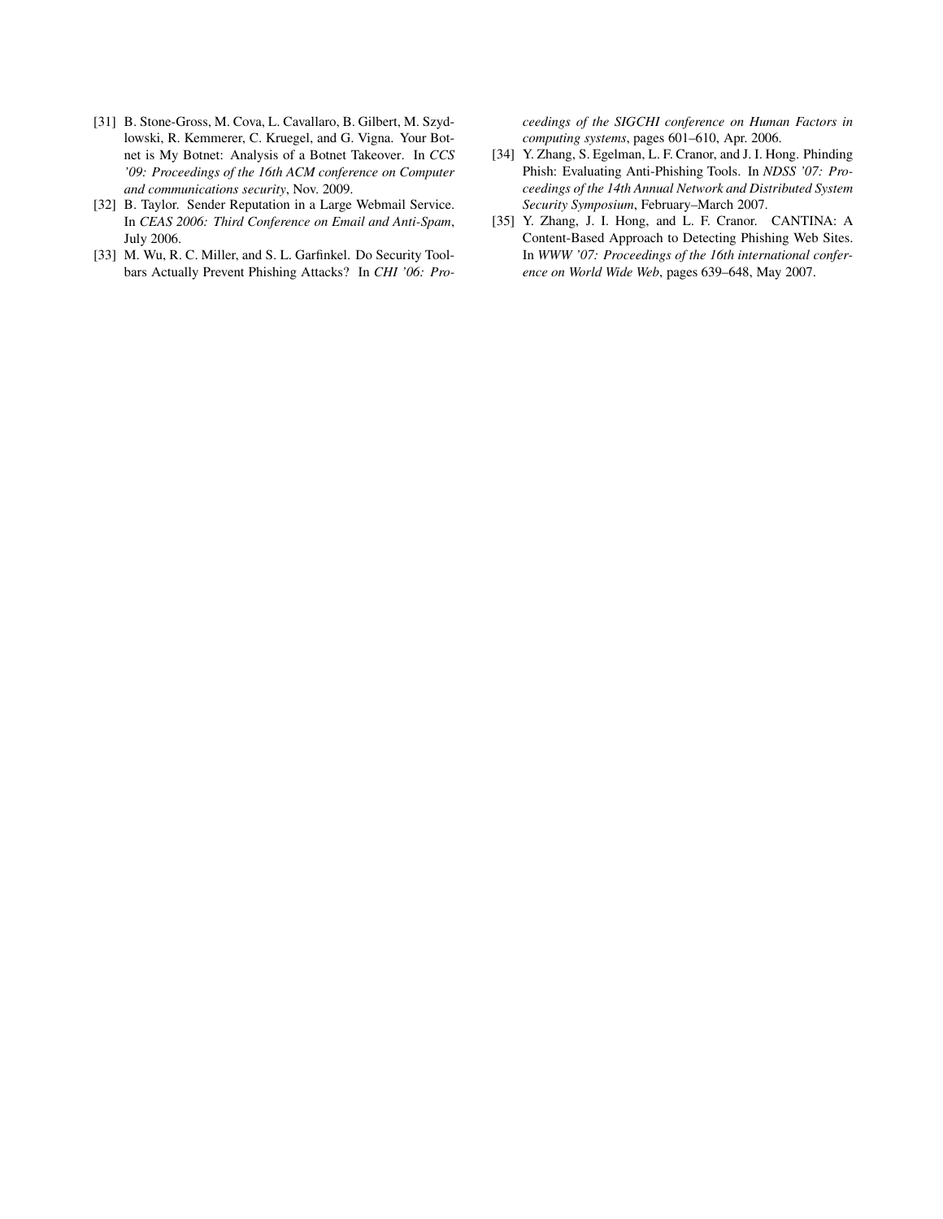[31] B. Stone-Gross, M. Cova, L. Cavallaro, B. Gilbert, M. Szydlowski, R. Kemmerer, C. Kruegel, and G. Vigna. Your Botnet is My Botnet: Analysis of a Botnet Takeover. In *CCS '09: Proceedings of the 16th ACM conference on Computer and communications security*, Nov. 2009.

[32] B. Taylor. Sender Reputation in a Large Webmail Service. In *CEAS 2006: Third Conference on Email and Anti-Spam*, July 2006.

[33] M. Wu, R. C. Miller, and S. L. Garfinkel. Do Security Toolbars Actually Prevent Phishing Attacks? In *CHI '06: Proceedings of the SIGCHI conference on Human Factors in computing systems*, pages 601–610, Apr. 2006.

[34] Y. Zhang, S. Egelman, L. F. Cranor, and J. I. Hong. Phinding Phish: Evaluating Anti-Phishing Tools. In *NDSS '07: Proceedings of the 14th Annual Network and Distributed System Security Symposium*, February–March 2007.

[35] Y. Zhang, J. I. Hong, and L. F. Cranor. CANTINA: A Content-Based Approach to Detecting Phishing Web Sites. In *WWW '07: Proceedings of the 16th international conference on World Wide Web*, pages 639–648, May 2007.